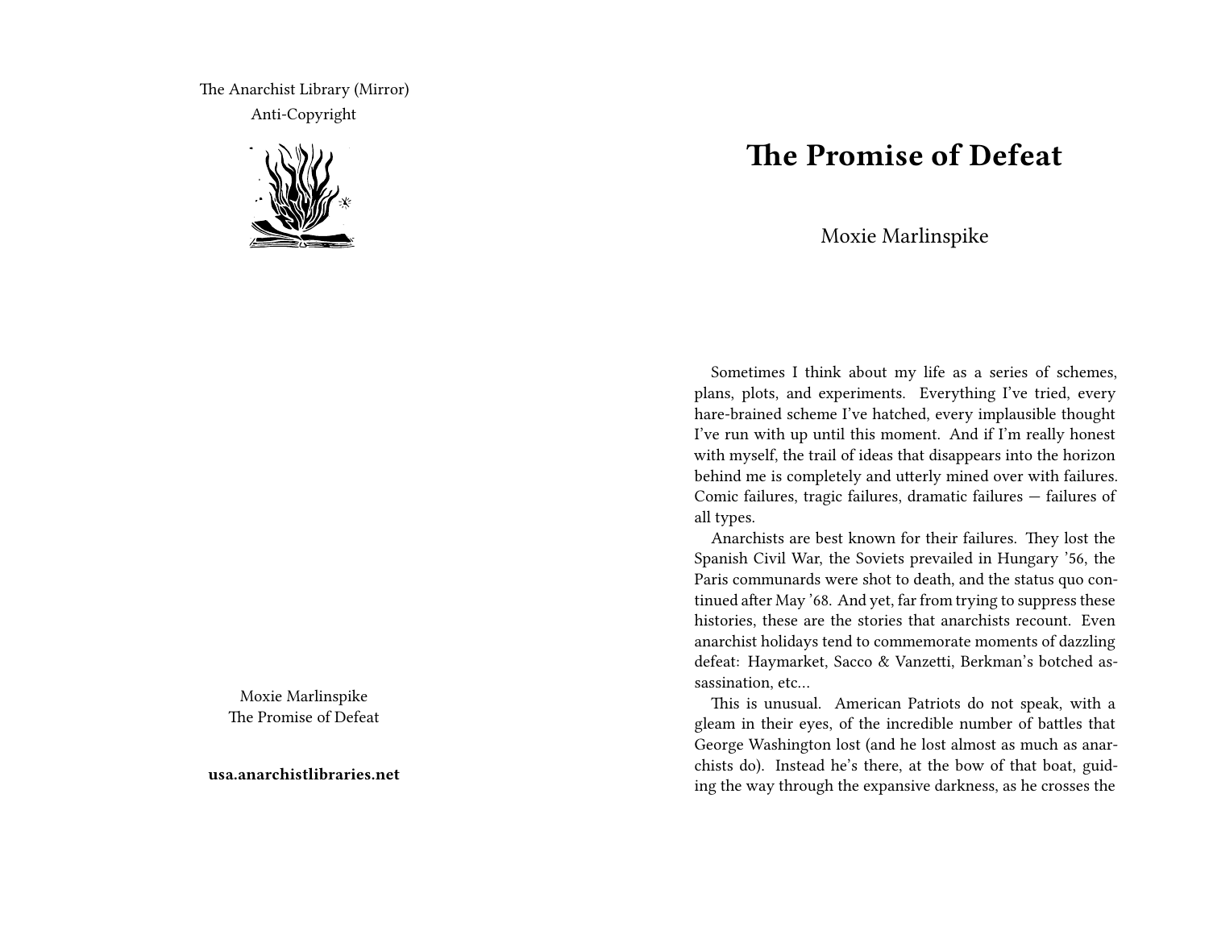The Anarchist Library (Mirror)

Anti-Copyright

Moxie Marlinspike
The Promise of Defeat

**usa.anarchistlibraries.net**

# The Promise of Defeat

Moxie Marlinspike

Sometimes I think about my life as a series of schemes, plans, plots, and experiments. Everything I've tried, every hare-brained scheme I've hatched, every implausible thought I've run with up until this moment. And if I'm really honest with myself, the trail of ideas that disappears into the horizon behind me is completely and utterly mined over with failures. Comic failures, tragic failures, dramatic failures — failures of all types.

Anarchists are best known for their failures. They lost the Spanish Civil War, the Soviets prevailed in Hungary '56, the Paris communards were shot to death, and the status quo continued after May '68. And yet, far from trying to suppress these histories, these are the stories that anarchists recount. Even anarchist holidays tend to commemorate moments of dazzling defeat: Haymarket, Sacco & Vanzetti, Berkman's botched assassination, etc…

This is unusual. American Patriots do not speak, with a gleam in their eyes, of the incredible number of battles that George Washington lost (and he lost almost as much as anarchists do). Instead he's there, at the bow of that boat, guiding the way through the expansive darkness, as he crosses the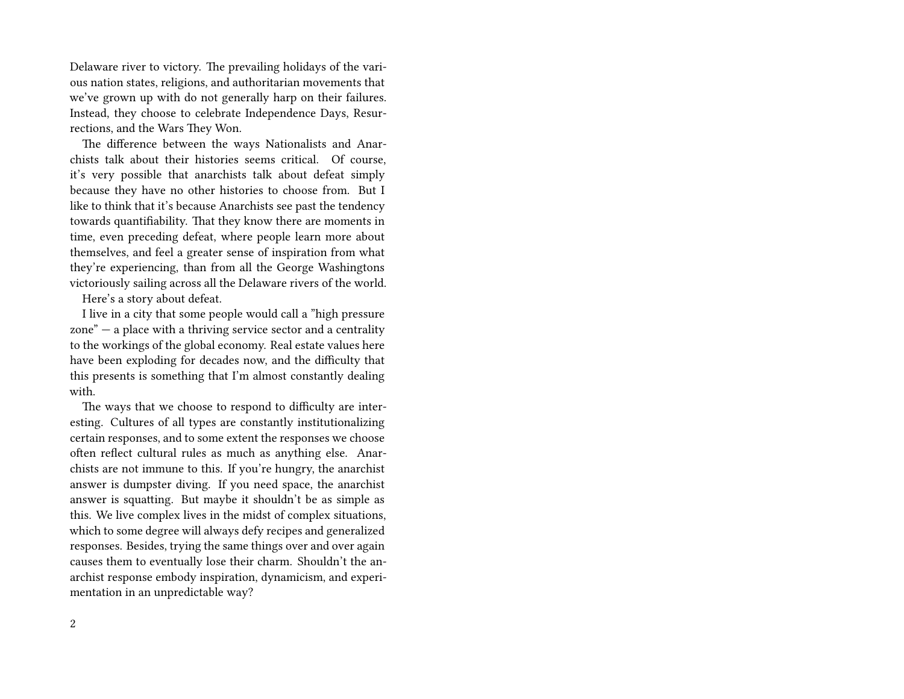Delaware river to victory. The prevailing holidays of the various nation states, religions, and authoritarian movements that we've grown up with do not generally harp on their failures. Instead, they choose to celebrate Independence Days, Resurrections, and the Wars They Won.

The difference between the ways Nationalists and Anarchists talk about their histories seems critical. Of course, it's very possible that anarchists talk about defeat simply because they have no other histories to choose from. But I like to think that it's because Anarchists see past the tendency towards quantifiability. That they know there are moments in time, even preceding defeat, where people learn more about themselves, and feel a greater sense of inspiration from what they're experiencing, than from all the George Washingtons victoriously sailing across all the Delaware rivers of the world.

Here's a story about defeat.

I live in a city that some people would call a "high pressure zone" — a place with a thriving service sector and a centrality to the workings of the global economy. Real estate values here have been exploding for decades now, and the difficulty that this presents is something that I'm almost constantly dealing with.

The ways that we choose to respond to difficulty are interesting. Cultures of all types are constantly institutionalizing certain responses, and to some extent the responses we choose often reflect cultural rules as much as anything else. Anarchists are not immune to this. If you're hungry, the anarchist answer is dumpster diving. If you need space, the anarchist answer is squatting. But maybe it shouldn't be as simple as this. We live complex lives in the midst of complex situations, which to some degree will always defy recipes and generalized responses. Besides, trying the same things over and over again causes them to eventually lose their charm. Shouldn't the anarchist response embody inspiration, dynamicism, and experimentation in an unpredictable way?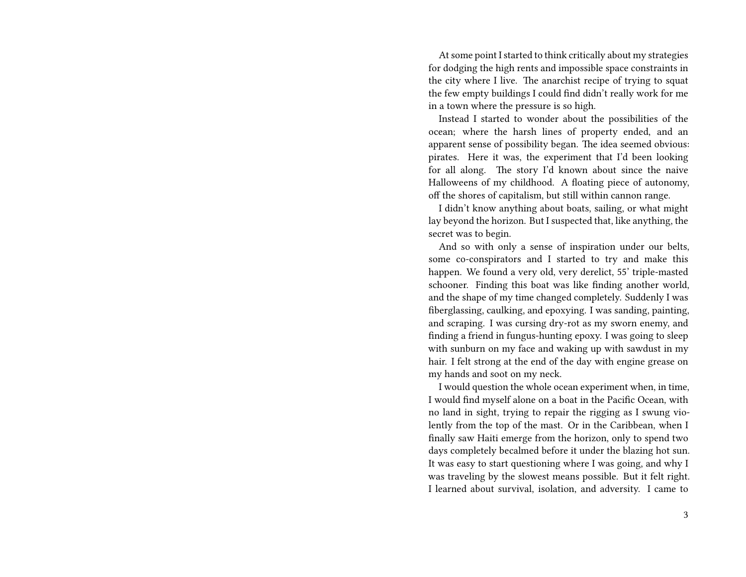At some point I started to think critically about my strategies for dodging the high rents and impossible space constraints in the city where I live. The anarchist recipe of trying to squat the few empty buildings I could find didn't really work for me in a town where the pressure is so high.

Instead I started to wonder about the possibilities of the ocean; where the harsh lines of property ended, and an apparent sense of possibility began. The idea seemed obvious: pirates. Here it was, the experiment that I'd been looking for all along. The story I'd known about since the naive Halloweens of my childhood. A floating piece of autonomy, off the shores of capitalism, but still within cannon range.

I didn't know anything about boats, sailing, or what might lay beyond the horizon. But I suspected that, like anything, the secret was to begin.

And so with only a sense of inspiration under our belts, some co-conspirators and I started to try and make this happen. We found a very old, very derelict, 55' triple-masted schooner. Finding this boat was like finding another world, and the shape of my time changed completely. Suddenly I was fiberglassing, caulking, and epoxying. I was sanding, painting, and scraping. I was cursing dry-rot as my sworn enemy, and finding a friend in fungus-hunting epoxy. I was going to sleep with sunburn on my face and waking up with sawdust in my hair. I felt strong at the end of the day with engine grease on my hands and soot on my neck.

I would question the whole ocean experiment when, in time, I would find myself alone on a boat in the Pacific Ocean, with no land in sight, trying to repair the rigging as I swung violently from the top of the mast. Or in the Caribbean, when I finally saw Haiti emerge from the horizon, only to spend two days completely becalmed before it under the blazing hot sun. It was easy to start questioning where I was going, and why I was traveling by the slowest means possible. But it felt right. I learned about survival, isolation, and adversity. I came to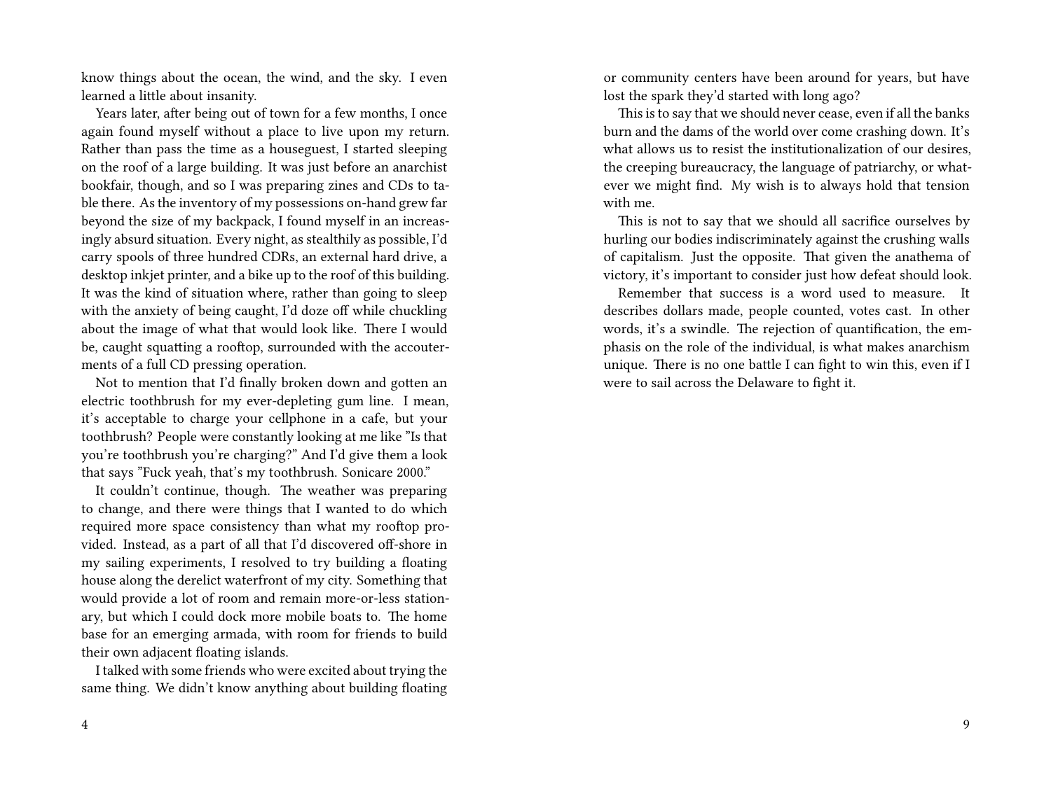know things about the ocean, the wind, and the sky. I even learned a little about insanity.

Years later, after being out of town for a few months, I once again found myself without a place to live upon my return. Rather than pass the time as a houseguest, I started sleeping on the roof of a large building. It was just before an anarchist bookfair, though, and so I was preparing zines and CDs to table there. As the inventory of my possessions on-hand grew far beyond the size of my backpack, I found myself in an increasingly absurd situation. Every night, as stealthily as possible, I'd carry spools of three hundred CDRs, an external hard drive, a desktop inkjet printer, and a bike up to the roof of this building. It was the kind of situation where, rather than going to sleep with the anxiety of being caught, I'd doze off while chuckling about the image of what that would look like. There I would be, caught squatting a rooftop, surrounded with the accouterments of a full CD pressing operation.

Not to mention that I'd finally broken down and gotten an electric toothbrush for my ever-depleting gum line. I mean, it's acceptable to charge your cellphone in a cafe, but your toothbrush? People were constantly looking at me like "Is that you're toothbrush you're charging?" And I'd give them a look that says "Fuck yeah, that's my toothbrush. Sonicare 2000."

It couldn't continue, though. The weather was preparing to change, and there were things that I wanted to do which required more space consistency than what my rooftop provided. Instead, as a part of all that I'd discovered off-shore in my sailing experiments, I resolved to try building a floating house along the derelict waterfront of my city. Something that would provide a lot of room and remain more-or-less stationary, but which I could dock more mobile boats to. The home base for an emerging armada, with room for friends to build their own adjacent floating islands.

I talked with some friends who were excited about trying the same thing. We didn't know anything about building floating

or community centers have been around for years, but have lost the spark they'd started with long ago?

This is to say that we should never cease, even if all the banks burn and the dams of the world over come crashing down. It's what allows us to resist the institutionalization of our desires, the creeping bureaucracy, the language of patriarchy, or whatever we might find. My wish is to always hold that tension with me.

This is not to say that we should all sacrifice ourselves by hurling our bodies indiscriminately against the crushing walls of capitalism. Just the opposite. That given the anathema of victory, it's important to consider just how defeat should look.

Remember that success is a word used to measure. It describes dollars made, people counted, votes cast. In other words, it's a swindle. The rejection of quantification, the emphasis on the role of the individual, is what makes anarchism unique. There is no one battle I can fight to win this, even if I were to sail across the Delaware to fight it.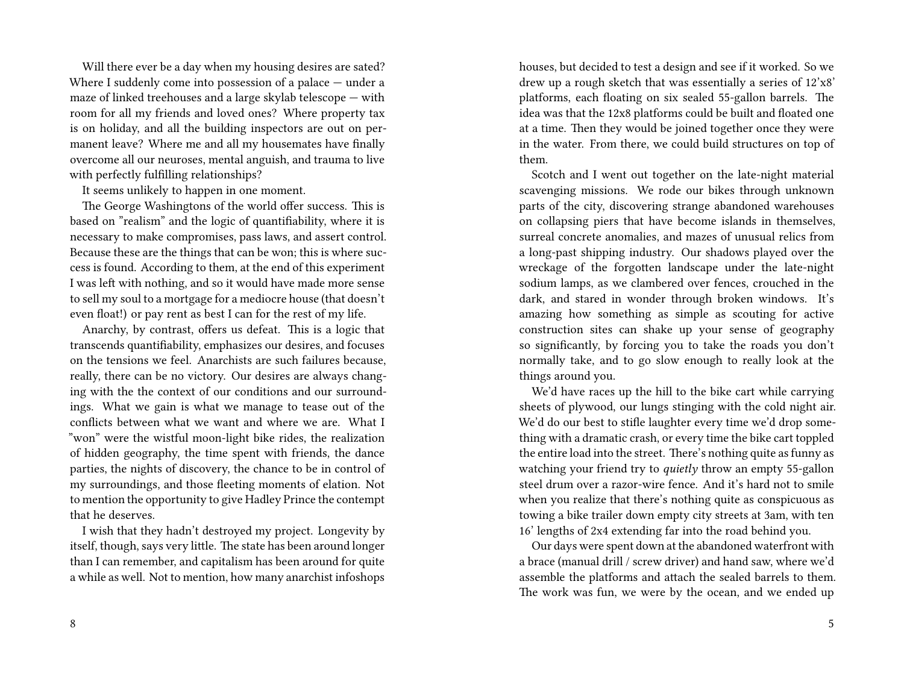Will there ever be a day when my housing desires are sated? Where I suddenly come into possession of a palace — under a maze of linked treehouses and a large skylab telescope — with room for all my friends and loved ones? Where property tax is on holiday, and all the building inspectors are out on permanent leave? Where me and all my housemates have finally overcome all our neuroses, mental anguish, and trauma to live with perfectly fulfilling relationships?

It seems unlikely to happen in one moment.

The George Washingtons of the world offer success. This is based on ”realism” and the logic of quantifiability, where it is necessary to make compromises, pass laws, and assert control. Because these are the things that can be won; this is where success is found. According to them, at the end of this experiment I was left with nothing, and so it would have made more sense to sell my soul to a mortgage for a mediocre house (that doesn't even float!) or pay rent as best I can for the rest of my life.

Anarchy, by contrast, offers us defeat. This is a logic that transcends quantifiability, emphasizes our desires, and focuses on the tensions we feel. Anarchists are such failures because, really, there can be no victory. Our desires are always changing with the the context of our conditions and our surroundings. What we gain is what we manage to tease out of the conflicts between what we want and where we are. What I ”won” were the wistful moon-light bike rides, the realization of hidden geography, the time spent with friends, the dance parties, the nights of discovery, the chance to be in control of my surroundings, and those fleeting moments of elation. Not to mention the opportunity to give Hadley Prince the contempt that he deserves.

I wish that they hadn't destroyed my project. Longevity by itself, though, says very little. The state has been around longer than I can remember, and capitalism has been around for quite a while as well. Not to mention, how many anarchist infoshops

houses, but decided to test a design and see if it worked. So we drew up a rough sketch that was essentially a series of 12'x8' platforms, each floating on six sealed 55-gallon barrels. The idea was that the 12x8 platforms could be built and floated one at a time. Then they would be joined together once they were in the water. From there, we could build structures on top of them.

Scotch and I went out together on the late-night material scavenging missions. We rode our bikes through unknown parts of the city, discovering strange abandoned warehouses on collapsing piers that have become islands in themselves, surreal concrete anomalies, and mazes of unusual relics from a long-past shipping industry. Our shadows played over the wreckage of the forgotten landscape under the late-night sodium lamps, as we clambered over fences, crouched in the dark, and stared in wonder through broken windows. It's amazing how something as simple as scouting for active construction sites can shake up your sense of geography so significantly, by forcing you to take the roads you don't normally take, and to go slow enough to really look at the things around you.

We'd have races up the hill to the bike cart while carrying sheets of plywood, our lungs stinging with the cold night air. We'd do our best to stifle laughter every time we'd drop something with a dramatic crash, or every time the bike cart toppled the entire load into the street. There's nothing quite as funny as watching your friend try to *quietly* throw an empty 55-gallon steel drum over a razor-wire fence. And it's hard not to smile when you realize that there's nothing quite as conspicuous as towing a bike trailer down empty city streets at 3am, with ten 16' lengths of 2x4 extending far into the road behind you.

Our days were spent down at the abandoned waterfront with a brace (manual drill / screw driver) and hand saw, where we'd assemble the platforms and attach the sealed barrels to them. The work was fun, we were by the ocean, and we ended up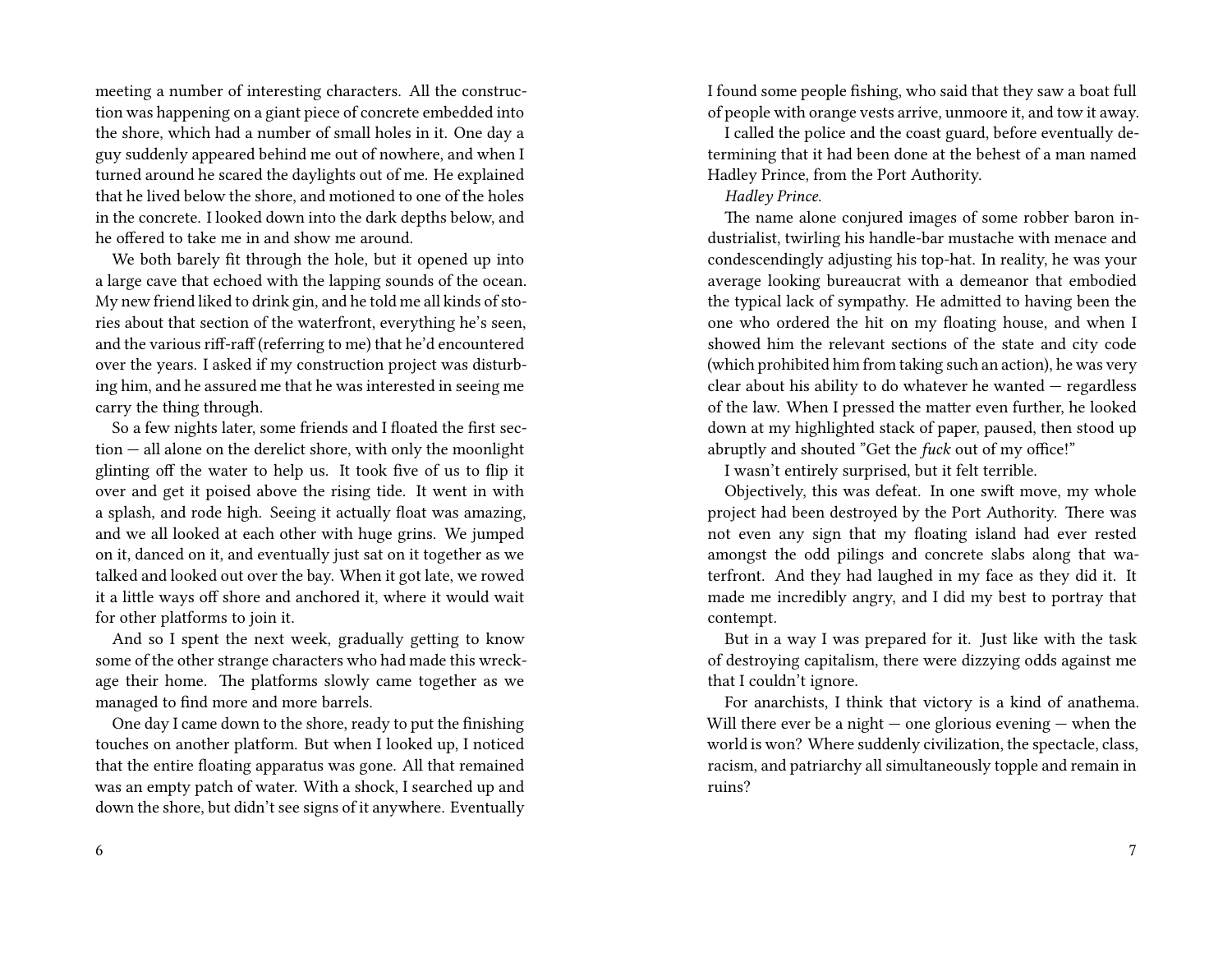meeting a number of interesting characters. All the construction was happening on a giant piece of concrete embedded into the shore, which had a number of small holes in it. One day a guy suddenly appeared behind me out of nowhere, and when I turned around he scared the daylights out of me. He explained that he lived below the shore, and motioned to one of the holes in the concrete. I looked down into the dark depths below, and he offered to take me in and show me around.

We both barely fit through the hole, but it opened up into a large cave that echoed with the lapping sounds of the ocean. My new friend liked to drink gin, and he told me all kinds of stories about that section of the waterfront, everything he's seen, and the various riff-raff (referring to me) that he'd encountered over the years. I asked if my construction project was disturbing him, and he assured me that he was interested in seeing me carry the thing through.

So a few nights later, some friends and I floated the first section — all alone on the derelict shore, with only the moonlight glinting off the water to help us. It took five of us to flip it over and get it poised above the rising tide. It went in with a splash, and rode high. Seeing it actually float was amazing, and we all looked at each other with huge grins. We jumped on it, danced on it, and eventually just sat on it together as we talked and looked out over the bay. When it got late, we rowed it a little ways off shore and anchored it, where it would wait for other platforms to join it.

And so I spent the next week, gradually getting to know some of the other strange characters who had made this wreckage their home. The platforms slowly came together as we managed to find more and more barrels.

One day I came down to the shore, ready to put the finishing touches on another platform. But when I looked up, I noticed that the entire floating apparatus was gone. All that remained was an empty patch of water. With a shock, I searched up and down the shore, but didn't see signs of it anywhere. Eventually I found some people fishing, who said that they saw a boat full of people with orange vests arrive, unmoore it, and tow it away.

I called the police and the coast guard, before eventually determining that it had been done at the behest of a man named Hadley Prince, from the Port Authority.

*Hadley Prince.*

The name alone conjured images of some robber baron industrialist, twirling his handle-bar mustache with menace and condescendingly adjusting his top-hat. In reality, he was your average looking bureaucrat with a demeanor that embodied the typical lack of sympathy. He admitted to having been the one who ordered the hit on my floating house, and when I showed him the relevant sections of the state and city code (which prohibited him from taking such an action), he was very clear about his ability to do whatever he wanted — regardless of the law. When I pressed the matter even further, he looked down at my highlighted stack of paper, paused, then stood up abruptly and shouted "Get the *fuck* out of my office!"

I wasn't entirely surprised, but it felt terrible.

Objectively, this was defeat. In one swift move, my whole project had been destroyed by the Port Authority. There was not even any sign that my floating island had ever rested amongst the odd pilings and concrete slabs along that waterfront. And they had laughed in my face as they did it. It made me incredibly angry, and I did my best to portray that contempt.

But in a way I was prepared for it. Just like with the task of destroying capitalism, there were dizzying odds against me that I couldn't ignore.

For anarchists, I think that victory is a kind of anathema. Will there ever be a night — one glorious evening — when the world is won? Where suddenly civilization, the spectacle, class, racism, and patriarchy all simultaneously topple and remain in ruins?